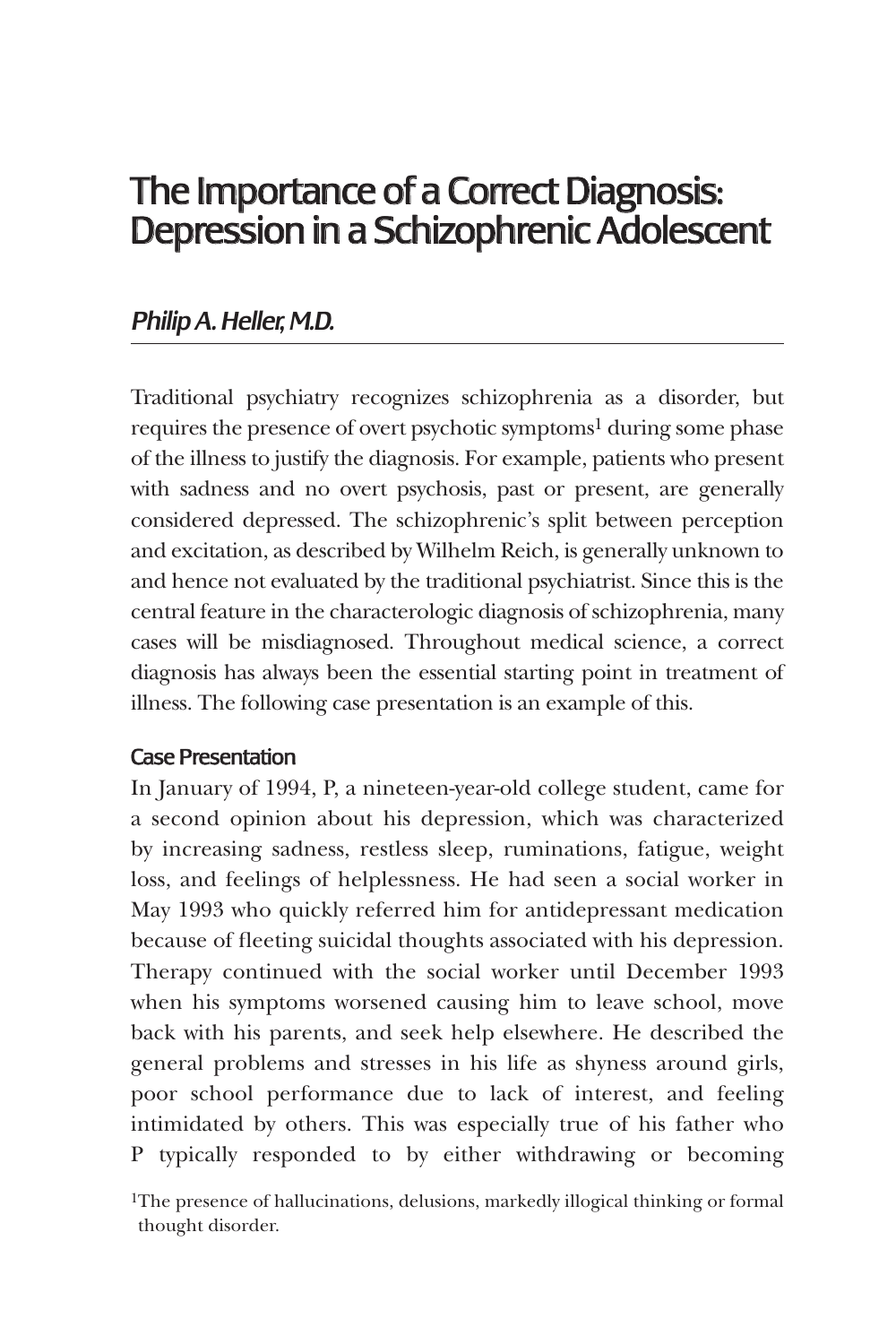# The Importance of a Correct Diagnosis: Depression in a Schizophrenic Adolescent

***Philip A. Heller, M.D.***

Traditional psychiatry recognizes schizophrenia as a disorder, but requires the presence of overt psychotic symptoms[1] during some phase of the illness to justify the diagnosis. For example, patients who present with sadness and no overt psychosis, past or present, are generally considered depressed. The schizophrenic's split between perception and excitation, as described by Wilhelm Reich, is generally unknown to and hence not evaluated by the traditional psychiatrist. Since this is the central feature in the characterologic diagnosis of schizophrenia, many cases will be misdiagnosed. Throughout medical science, a correct diagnosis has always been the essential starting point in treatment of illness. The following case presentation is an example of this.

### Case Presentation

In January of 1994, P, a nineteen-year-old college student, came for a second opinion about his depression, which was characterized by increasing sadness, restless sleep, ruminations, fatigue, weight loss, and feelings of helplessness. He had seen a social worker in May 1993 who quickly referred him for antidepressant medication because of fleeting suicidal thoughts associated with his depression. Therapy continued with the social worker until December 1993 when his symptoms worsened causing him to leave school, move back with his parents, and seek help elsewhere. He described the general problems and stresses in his life as shyness around girls, poor school performance due to lack of interest, and feeling intimidated by others. This was especially true of his father who P typically responded to by either withdrawing or becoming

[1]The presence of hallucinations, delusions, markedly illogical thinking or formal thought disorder.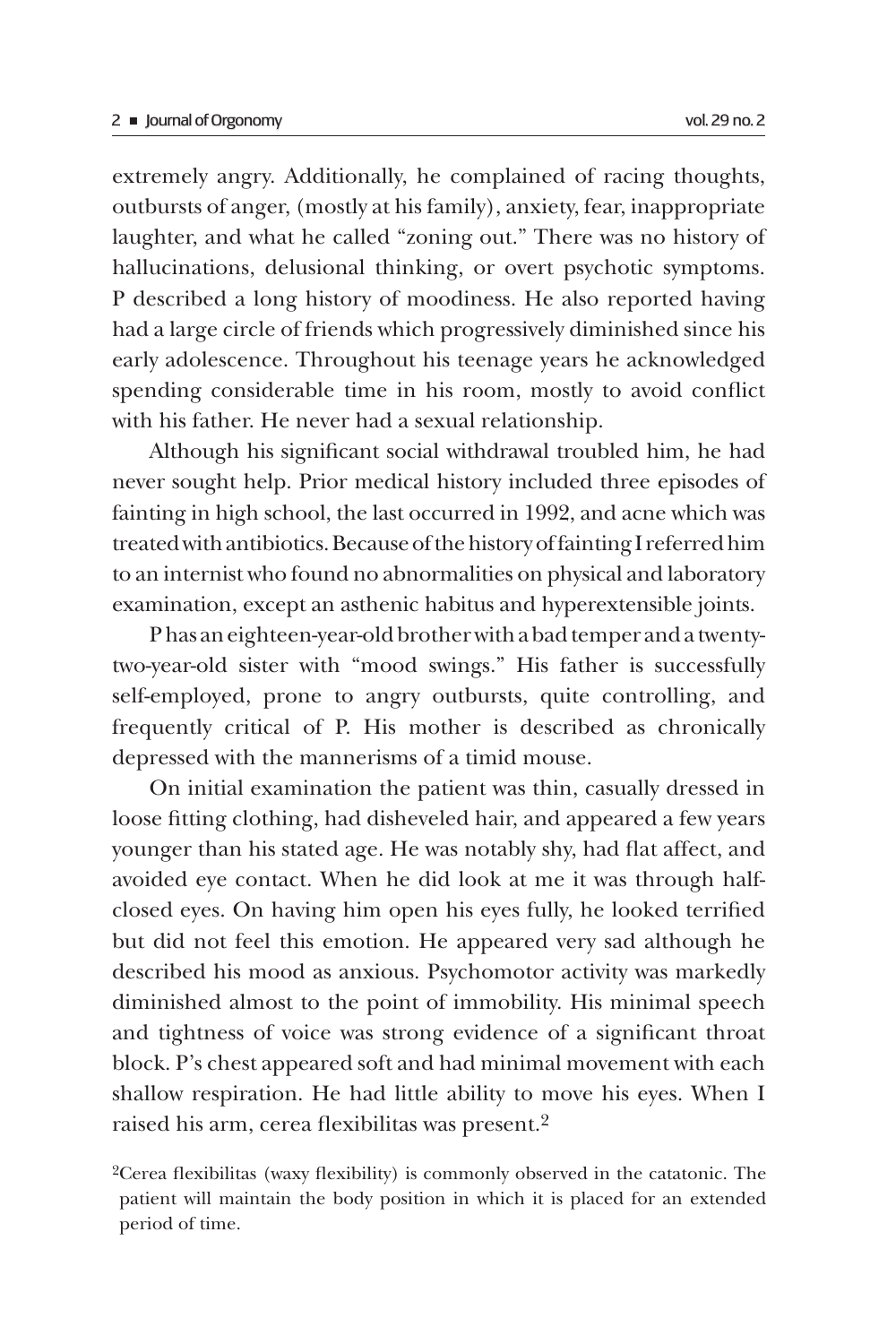extremely angry. Additionally, he complained of racing thoughts, outbursts of anger, (mostly at his family), anxiety, fear, inappropriate laughter, and what he called "zoning out." There was no history of hallucinations, delusional thinking, or overt psychotic symptoms. P described a long history of moodiness. He also reported having had a large circle of friends which progressively diminished since his early adolescence. Throughout his teenage years he acknowledged spending considerable time in his room, mostly to avoid conflict with his father. He never had a sexual relationship.

Although his significant social withdrawal troubled him, he had never sought help. Prior medical history included three episodes of fainting in high school, the last occurred in 1992, and acne which was treated with antibiotics. Because of the history of fainting I referred him to an internist who found no abnormalities on physical and laboratory examination, except an asthenic habitus and hyperextensible joints.

P has an eighteen-year-old brother with a bad temper and a twenty-two-year-old sister with "mood swings." His father is successfully self-employed, prone to angry outbursts, quite controlling, and frequently critical of P. His mother is described as chronically depressed with the mannerisms of a timid mouse.

On initial examination the patient was thin, casually dressed in loose fitting clothing, had disheveled hair, and appeared a few years younger than his stated age. He was notably shy, had flat affect, and avoided eye contact. When he did look at me it was through half-closed eyes. On having him open his eyes fully, he looked terrified but did not feel this emotion. He appeared very sad although he described his mood as anxious. Psychomotor activity was markedly diminished almost to the point of immobility. His minimal speech and tightness of voice was strong evidence of a significant throat block. P's chest appeared soft and had minimal movement with each shallow respiration. He had little ability to move his eyes. When I raised his arm, cerea flexibilitas was present.[2]

[2]Cerea flexibilitas (waxy flexibility) is commonly observed in the catatonic. The patient will maintain the body position in which it is placed for an extended period of time.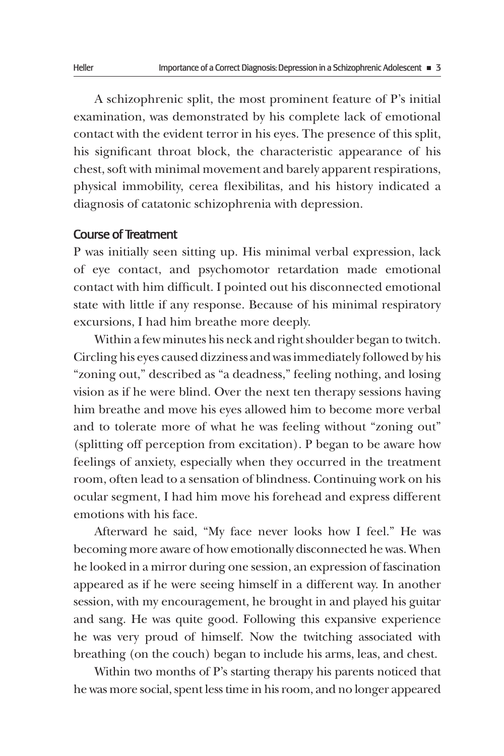A schizophrenic split, the most prominent feature of P's initial examination, was demonstrated by his complete lack of emotional contact with the evident terror in his eyes. The presence of this split, his significant throat block, the characteristic appearance of his chest, soft with minimal movement and barely apparent respirations, physical immobility, cerea flexibilitas, and his history indicated a diagnosis of catatonic schizophrenia with depression.

## Course of Treatment

P was initially seen sitting up. His minimal verbal expression, lack of eye contact, and psychomotor retardation made emotional contact with him difficult. I pointed out his disconnected emotional state with little if any response. Because of his minimal respiratory excursions, I had him breathe more deeply.

Within a few minutes his neck and right shoulder began to twitch. Circling his eyes caused dizziness and was immediately followed by his "zoning out," described as "a deadness," feeling nothing, and losing vision as if he were blind. Over the next ten therapy sessions having him breathe and move his eyes allowed him to become more verbal and to tolerate more of what he was feeling without "zoning out" (splitting off perception from excitation). P began to be aware how feelings of anxiety, especially when they occurred in the treatment room, often lead to a sensation of blindness. Continuing work on his ocular segment, I had him move his forehead and express different emotions with his face.

Afterward he said, "My face never looks how I feel." He was becoming more aware of how emotionally disconnected he was. When he looked in a mirror during one session, an expression of fascination appeared as if he were seeing himself in a different way. In another session, with my encouragement, he brought in and played his guitar and sang. He was quite good. Following this expansive experience he was very proud of himself. Now the twitching associated with breathing (on the couch) began to include his arms, leas, and chest.

Within two months of P's starting therapy his parents noticed that he was more social, spent less time in his room, and no longer appeared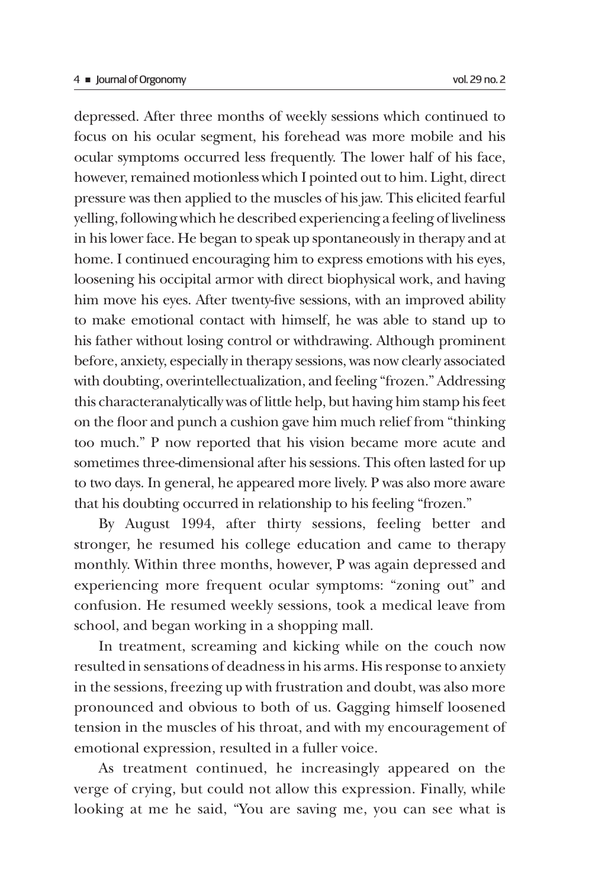depressed. After three months of weekly sessions which continued to focus on his ocular segment, his forehead was more mobile and his ocular symptoms occurred less frequently. The lower half of his face, however, remained motionless which I pointed out to him. Light, direct pressure was then applied to the muscles of his jaw. This elicited fearful yelling, following which he described experiencing a feeling of liveliness in his lower face. He began to speak up spontaneously in therapy and at home. I continued encouraging him to express emotions with his eyes, loosening his occipital armor with direct biophysical work, and having him move his eyes. After twenty-five sessions, with an improved ability to make emotional contact with himself, he was able to stand up to his father without losing control or withdrawing. Although prominent before, anxiety, especially in therapy sessions, was now clearly associated with doubting, overintellectualization, and feeling "frozen." Addressing this characteranalytically was of little help, but having him stamp his feet on the floor and punch a cushion gave him much relief from "thinking too much." P now reported that his vision became more acute and sometimes three-dimensional after his sessions. This often lasted for up to two days. In general, he appeared more lively. P was also more aware that his doubting occurred in relationship to his feeling "frozen."

By August 1994, after thirty sessions, feeling better and stronger, he resumed his college education and came to therapy monthly. Within three months, however, P was again depressed and experiencing more frequent ocular symptoms: "zoning out" and confusion. He resumed weekly sessions, took a medical leave from school, and began working in a shopping mall.

In treatment, screaming and kicking while on the couch now resulted in sensations of deadness in his arms. His response to anxiety in the sessions, freezing up with frustration and doubt, was also more pronounced and obvious to both of us. Gagging himself loosened tension in the muscles of his throat, and with my encouragement of emotional expression, resulted in a fuller voice.

As treatment continued, he increasingly appeared on the verge of crying, but could not allow this expression. Finally, while looking at me he said, "You are saving me, you can see what is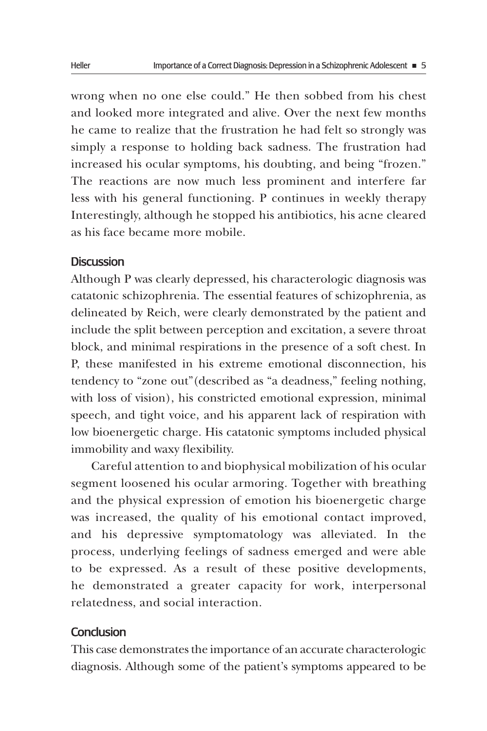wrong when no one else could." He then sobbed from his chest and looked more integrated and alive. Over the next few months he came to realize that the frustration he had felt so strongly was simply a response to holding back sadness. The frustration had increased his ocular symptoms, his doubting, and being "frozen." The reactions are now much less prominent and interfere far less with his general functioning. P continues in weekly therapy Interestingly, although he stopped his antibiotics, his acne cleared as his face became more mobile.

## Discussion

Although P was clearly depressed, his characterologic diagnosis was catatonic schizophrenia. The essential features of schizophrenia, as delineated by Reich, were clearly demonstrated by the patient and include the split between perception and excitation, a severe throat block, and minimal respirations in the presence of a soft chest. In P, these manifested in his extreme emotional disconnection, his tendency to "zone out"(described as "a deadness," feeling nothing, with loss of vision), his constricted emotional expression, minimal speech, and tight voice, and his apparent lack of respiration with low bioenergetic charge. His catatonic symptoms included physical immobility and waxy flexibility.

Careful attention to and biophysical mobilization of his ocular segment loosened his ocular armoring. Together with breathing and the physical expression of emotion his bioenergetic charge was increased, the quality of his emotional contact improved, and his depressive symptomatology was alleviated. In the process, underlying feelings of sadness emerged and were able to be expressed. As a result of these positive developments, he demonstrated a greater capacity for work, interpersonal relatedness, and social interaction.

## Conclusion

This case demonstrates the importance of an accurate characterologic diagnosis. Although some of the patient's symptoms appeared to be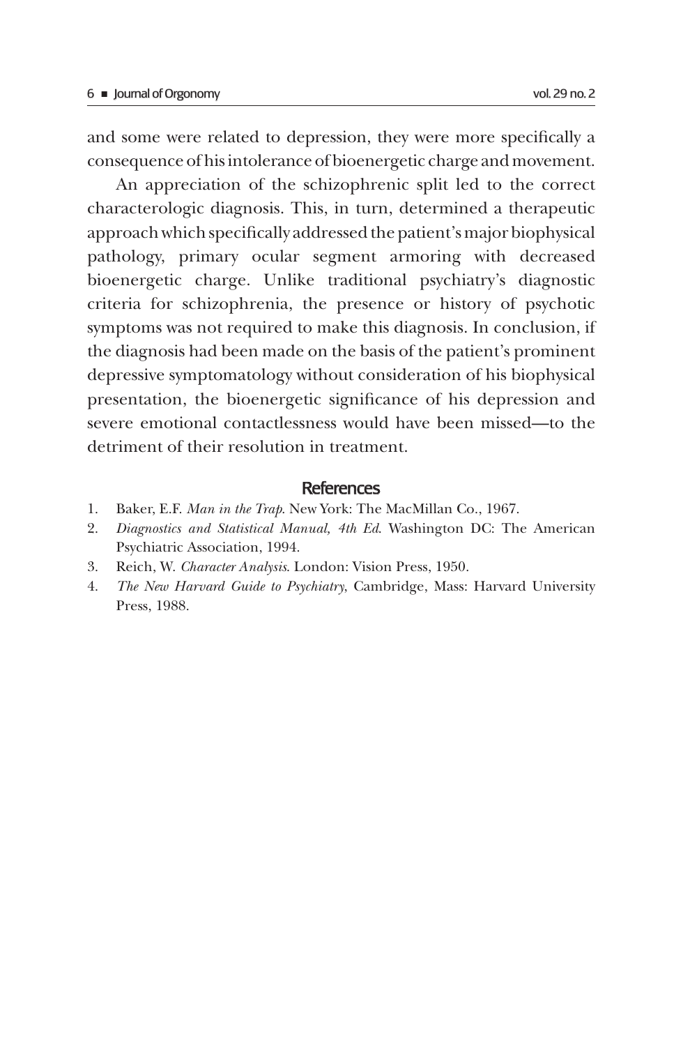and some were related to depression, they were more specifically a consequence of his intolerance of bioenergetic charge and movement.

An appreciation of the schizophrenic split led to the correct characterologic diagnosis. This, in turn, determined a therapeutic approach which specifically addressed the patient's major biophysical pathology, primary ocular segment armoring with decreased bioenergetic charge. Unlike traditional psychiatry's diagnostic criteria for schizophrenia, the presence or history of psychotic symptoms was not required to make this diagnosis. In conclusion, if the diagnosis had been made on the basis of the patient's prominent depressive symptomatology without consideration of his biophysical presentation, the bioenergetic significance of his depression and severe emotional contactlessness would have been missed—to the detriment of their resolution in treatment.

## References

1. Baker, E.F. *Man in the Trap*. New York: The MacMillan Co., 1967.
2. *Diagnostics and Statistical Manual, 4th Ed*. Washington DC: The American Psychiatric Association, 1994.
3. Reich, W. *Character Analysis*. London: Vision Press, 1950.
4. *The New Harvard Guide to Psychiatry*, Cambridge, Mass: Harvard University Press, 1988.